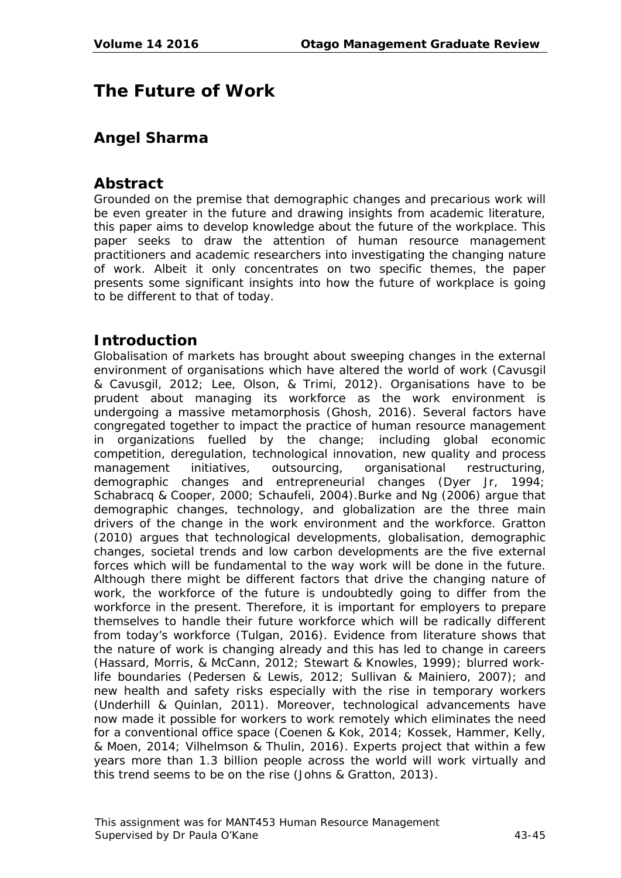# The Future of Work

## Angel Sharma

## Abstract

Grounded on the premise that demographic changes and precarious work will be even greater in the future and drawing insights from academic literature, this paper aims to develop knowledge about the future of the workplace. This paper seeks to draw the attention of human resource management practitioners and academic researchers into investigating the changing nature of work. Albeit it only concentrates on two specific themes, the paper presents some significant insights into how the future of workplace is going to be different to that of today.

## Introduction

Globalisation of markets has brought about sweeping changes in the external environment of organisations which have altered the world of work (Cavusgil & Cavusgil, 2012; Lee, Olson, & Trimi, 2012). Organisations have to be prudent about managing its workforce as the work environment is undergoing a massive metamorphosis (Ghosh, 2016). Several factors have congregated together to impact the practice of human resource management in organizations fuelled by the change; including global economic competition, deregulation, technological innovation, new quality and process management initiatives, outsourcing, organisational restructuring, demographic changes and entrepreneurial changes (Dyer Jr, 1994; Schabracq & Cooper, 2000; Schaufeli, 2004).Burke and Ng (2006) argue that demographic changes, technology, and globalization are the three main drivers of the change in the work environment and the workforce. Gratton (2010) argues that technological developments, globalisation, demographic changes, societal trends and low carbon developments are the five external forces which will be fundamental to the way work will be done in the future. Although there might be different factors that drive the changing nature of work, the workforce of the future is undoubtedly going to differ from the workforce in the present. Therefore, it is important for employers to prepare themselves to handle their future workforce which will be radically different from today's workforce (Tulgan, 2016). Evidence from literature shows that the nature of work is changing already and this has led to change in careers (Hassard, Morris, & McCann, 2012; Stewart & Knowles, 1999); blurred work-life boundaries (Pedersen & Lewis, 2012; Sullivan & Mainiero, 2007); and new health and safety risks especially with the rise in temporary workers (Underhill & Quinlan, 2011). Moreover, technological advancements have now made it possible for workers to work remotely which eliminates the need for a conventional office space (Coenen & Kok, 2014; Kossek, Hammer, Kelly, & Moen, 2014; Vilhelmson & Thulin, 2016). Experts project that within a few years more than 1.3 billion people across the world will work virtually and this trend seems to be on the rise (Johns & Gratton, 2013).

This assignment was for MANT453 Human Resource Management
Supervised by Dr Paula O'Kane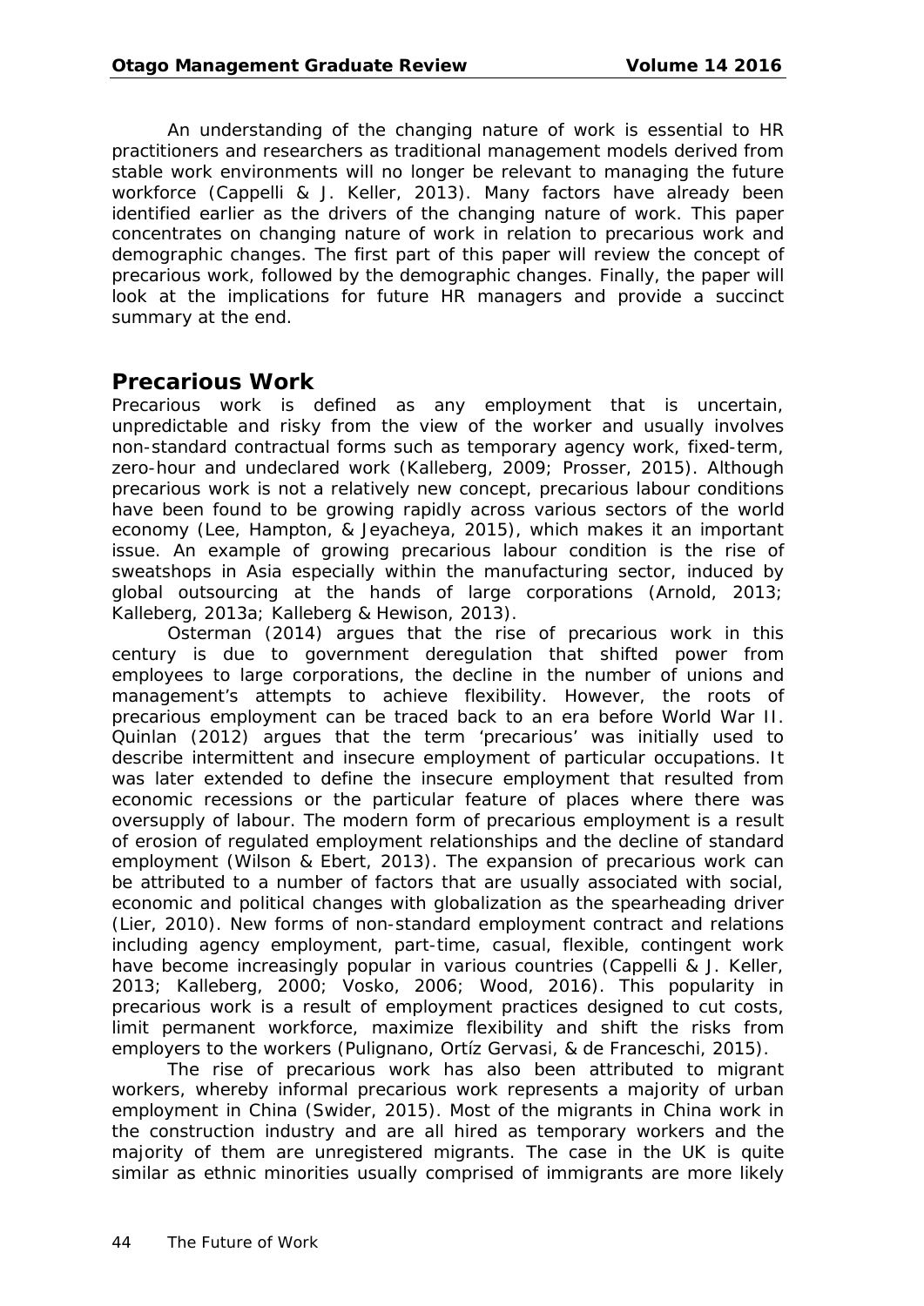An understanding of the changing nature of work is essential to HR practitioners and researchers as traditional management models derived from stable work environments will no longer be relevant to managing the future workforce (Cappelli & J. Keller, 2013). Many factors have already been identified earlier as the drivers of the changing nature of work. This paper concentrates on changing nature of work in relation to precarious work and demographic changes. The first part of this paper will review the concept of precarious work, followed by the demographic changes. Finally, the paper will look at the implications for future HR managers and provide a succinct summary at the end.

## Precarious Work

Precarious work is defined as any employment that is uncertain, unpredictable and risky from the view of the worker and usually involves non-standard contractual forms such as temporary agency work, fixed-term, zero-hour and undeclared work (Kalleberg, 2009; Prosser, 2015). Although precarious work is not a relatively new concept, precarious labour conditions have been found to be growing rapidly across various sectors of the world economy (Lee, Hampton, & Jeyacheya, 2015), which makes it an important issue. An example of growing precarious labour condition is the rise of sweatshops in Asia especially within the manufacturing sector, induced by global outsourcing at the hands of large corporations (Arnold, 2013; Kalleberg, 2013a; Kalleberg & Hewison, 2013).

Osterman (2014) argues that the rise of precarious work in this century is due to government deregulation that shifted power from employees to large corporations, the decline in the number of unions and management's attempts to achieve flexibility. However, the roots of precarious employment can be traced back to an era before World War II. Quinlan (2012) argues that the term 'precarious' was initially used to describe intermittent and insecure employment of particular occupations. It was later extended to define the insecure employment that resulted from economic recessions or the particular feature of places where there was oversupply of labour. The modern form of precarious employment is a result of erosion of regulated employment relationships and the decline of standard employment (Wilson & Ebert, 2013). The expansion of precarious work can be attributed to a number of factors that are usually associated with social, economic and political changes with globalization as the spearheading driver (Lier, 2010). New forms of non-standard employment contract and relations including agency employment, part-time, casual, flexible, contingent work have become increasingly popular in various countries (Cappelli & J. Keller, 2013; Kalleberg, 2000; Vosko, 2006; Wood, 2016). This popularity in precarious work is a result of employment practices designed to cut costs, limit permanent workforce, maximize flexibility and shift the risks from employers to the workers (Pulignano, Ortíz Gervasi, & de Franceschi, 2015).

The rise of precarious work has also been attributed to migrant workers, whereby informal precarious work represents a majority of urban employment in China (Swider, 2015). Most of the migrants in China work in the construction industry and are all hired as temporary workers and the majority of them are unregistered migrants. The case in the UK is quite similar as ethnic minorities usually comprised of immigrants are more likely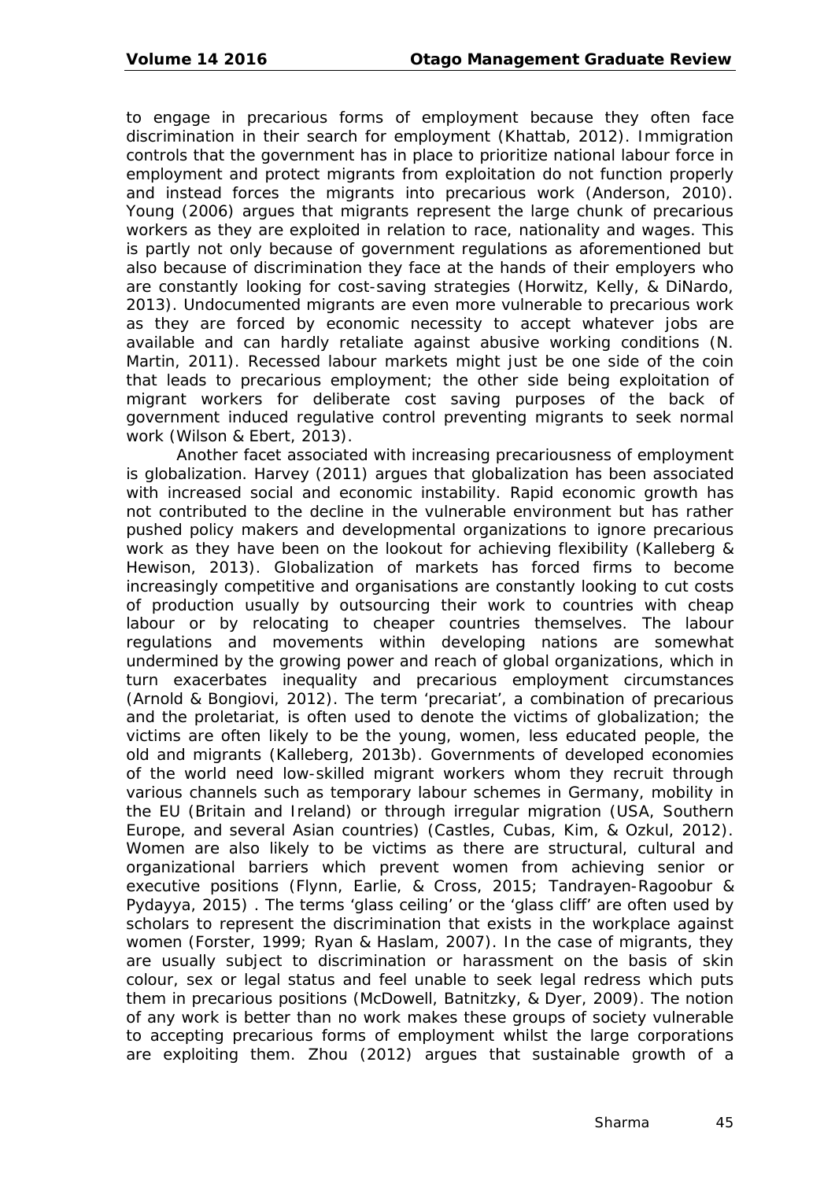to engage in precarious forms of employment because they often face discrimination in their search for employment (Khattab, 2012). Immigration controls that the government has in place to prioritize national labour force in employment and protect migrants from exploitation do not function properly and instead forces the migrants into precarious work (Anderson, 2010). Young (2006) argues that migrants represent the large chunk of precarious workers as they are exploited in relation to race, nationality and wages. This is partly not only because of government regulations as aforementioned but also because of discrimination they face at the hands of their employers who are constantly looking for cost-saving strategies (Horwitz, Kelly, & DiNardo, 2013). Undocumented migrants are even more vulnerable to precarious work as they are forced by economic necessity to accept whatever jobs are available and can hardly retaliate against abusive working conditions (N. Martin, 2011). Recessed labour markets might just be one side of the coin that leads to precarious employment; the other side being exploitation of migrant workers for deliberate cost saving purposes of the back of government induced regulative control preventing migrants to seek normal work (Wilson & Ebert, 2013).

Another facet associated with increasing precariousness of employment is globalization. Harvey (2011) argues that globalization has been associated with increased social and economic instability. Rapid economic growth has not contributed to the decline in the vulnerable environment but has rather pushed policy makers and developmental organizations to ignore precarious work as they have been on the lookout for achieving flexibility (Kalleberg & Hewison, 2013). Globalization of markets has forced firms to become increasingly competitive and organisations are constantly looking to cut costs of production usually by outsourcing their work to countries with cheap labour or by relocating to cheaper countries themselves. The labour regulations and movements within developing nations are somewhat undermined by the growing power and reach of global organizations, which in turn exacerbates inequality and precarious employment circumstances (Arnold & Bongiovi, 2012). The term 'precariat', a combination of precarious and the proletariat, is often used to denote the victims of globalization; the victims are often likely to be the young, women, less educated people, the old and migrants (Kalleberg, 2013b). Governments of developed economies of the world need low-skilled migrant workers whom they recruit through various channels such as temporary labour schemes in Germany, mobility in the EU (Britain and Ireland) or through irregular migration (USA, Southern Europe, and several Asian countries) (Castles, Cubas, Kim, & Ozkul, 2012). Women are also likely to be victims as there are structural, cultural and organizational barriers which prevent women from achieving senior or executive positions (Flynn, Earlie, & Cross, 2015; Tandrayen-Ragoobur & Pydayya, 2015) . The terms 'glass ceiling' or the 'glass cliff' are often used by scholars to represent the discrimination that exists in the workplace against women (Forster, 1999; Ryan & Haslam, 2007). In the case of migrants, they are usually subject to discrimination or harassment on the basis of skin colour, sex or legal status and feel unable to seek legal redress which puts them in precarious positions (McDowell, Batnitzky, & Dyer, 2009). The notion of any work is better than no work makes these groups of society vulnerable to accepting precarious forms of employment whilst the large corporations are exploiting them. Zhou (2012) argues that sustainable growth of a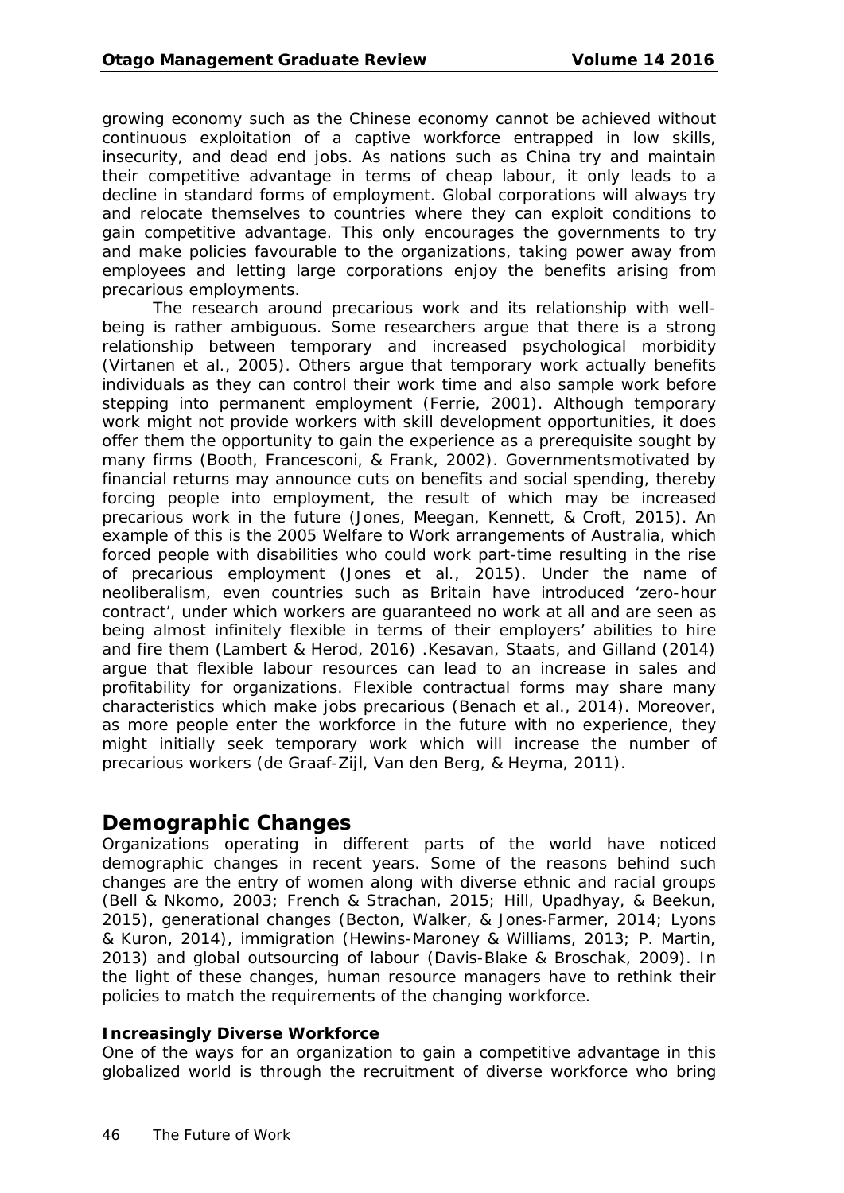growing economy such as the Chinese economy cannot be achieved without continuous exploitation of a captive workforce entrapped in low skills, insecurity, and dead end jobs. As nations such as China try and maintain their competitive advantage in terms of cheap labour, it only leads to a decline in standard forms of employment. Global corporations will always try and relocate themselves to countries where they can exploit conditions to gain competitive advantage. This only encourages the governments to try and make policies favourable to the organizations, taking power away from employees and letting large corporations enjoy the benefits arising from precarious employments.

The research around precarious work and its relationship with well-being is rather ambiguous. Some researchers argue that there is a strong relationship between temporary and increased psychological morbidity (Virtanen et al., 2005). Others argue that temporary work actually benefits individuals as they can control their work time and also sample work before stepping into permanent employment (Ferrie, 2001). Although temporary work might not provide workers with skill development opportunities, it does offer them the opportunity to gain the experience as a prerequisite sought by many firms (Booth, Francesconi, & Frank, 2002). Governmentsmotivated by financial returns may announce cuts on benefits and social spending, thereby forcing people into employment, the result of which may be increased precarious work in the future (Jones, Meegan, Kennett, & Croft, 2015). An example of this is the 2005 Welfare to Work arrangements of Australia, which forced people with disabilities who could work part-time resulting in the rise of precarious employment (Jones et al., 2015). Under the name of neoliberalism, even countries such as Britain have introduced 'zero-hour contract', under which workers are guaranteed no work at all and are seen as being almost infinitely flexible in terms of their employers' abilities to hire and fire them (Lambert & Herod, 2016) .Kesavan, Staats, and Gilland (2014) argue that flexible labour resources can lead to an increase in sales and profitability for organizations. Flexible contractual forms may share many characteristics which make jobs precarious (Benach et al., 2014). Moreover, as more people enter the workforce in the future with no experience, they might initially seek temporary work which will increase the number of precarious workers (de Graaf-Zijl, Van den Berg, & Heyma, 2011).

## Demographic Changes

Organizations operating in different parts of the world have noticed demographic changes in recent years. Some of the reasons behind such changes are the entry of women along with diverse ethnic and racial groups (Bell & Nkomo, 2003; French & Strachan, 2015; Hill, Upadhyay, & Beekun, 2015), generational changes (Becton, Walker, & Jones-Farmer, 2014; Lyons & Kuron, 2014), immigration (Hewins-Maroney & Williams, 2013; P. Martin, 2013) and global outsourcing of labour (Davis-Blake & Broschak, 2009). In the light of these changes, human resource managers have to rethink their policies to match the requirements of the changing workforce.

### Increasingly Diverse Workforce

One of the ways for an organization to gain a competitive advantage in this globalized world is through the recruitment of diverse workforce who bring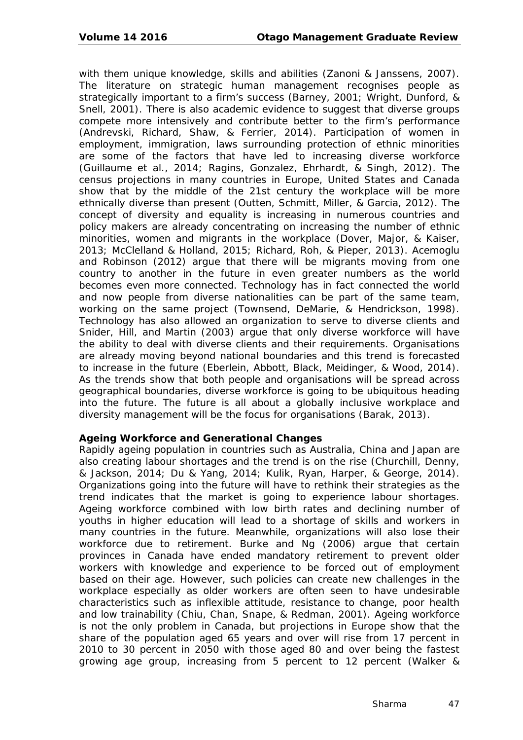with them unique knowledge, skills and abilities (Zanoni & Janssens, 2007). The literature on strategic human management recognises people as strategically important to a firm's success (Barney, 2001; Wright, Dunford, & Snell, 2001). There is also academic evidence to suggest that diverse groups compete more intensively and contribute better to the firm's performance (Andrevski, Richard, Shaw, & Ferrier, 2014). Participation of women in employment, immigration, laws surrounding protection of ethnic minorities are some of the factors that have led to increasing diverse workforce (Guillaume et al., 2014; Ragins, Gonzalez, Ehrhardt, & Singh, 2012). The census projections in many countries in Europe, United States and Canada show that by the middle of the 21st century the workplace will be more ethnically diverse than present (Outten, Schmitt, Miller, & Garcia, 2012). The concept of diversity and equality is increasing in numerous countries and policy makers are already concentrating on increasing the number of ethnic minorities, women and migrants in the workplace (Dover, Major, & Kaiser, 2013; McClelland & Holland, 2015; Richard, Roh, & Pieper, 2013). Acemoglu and Robinson (2012) argue that there will be migrants moving from one country to another in the future in even greater numbers as the world becomes even more connected. Technology has in fact connected the world and now people from diverse nationalities can be part of the same team, working on the same project (Townsend, DeMarie, & Hendrickson, 1998). Technology has also allowed an organization to serve to diverse clients and Snider, Hill, and Martin (2003) argue that only diverse workforce will have the ability to deal with diverse clients and their requirements. Organisations are already moving beyond national boundaries and this trend is forecasted to increase in the future (Eberlein, Abbott, Black, Meidinger, & Wood, 2014). As the trends show that both people and organisations will be spread across geographical boundaries, diverse workforce is going to be ubiquitous heading into the future. The future is all about a globally inclusive workplace and diversity management will be the focus for organisations (Barak, 2013).

**Ageing Workforce and Generational Changes**

Rapidly ageing population in countries such as Australia, China and Japan are also creating labour shortages and the trend is on the rise (Churchill, Denny, & Jackson, 2014; Du & Yang, 2014; Kulik, Ryan, Harper, & George, 2014). Organizations going into the future will have to rethink their strategies as the trend indicates that the market is going to experience labour shortages. Ageing workforce combined with low birth rates and declining number of youths in higher education will lead to a shortage of skills and workers in many countries in the future. Meanwhile, organizations will also lose their workforce due to retirement. Burke and Ng (2006) argue that certain provinces in Canada have ended mandatory retirement to prevent older workers with knowledge and experience to be forced out of employment based on their age. However, such policies can create new challenges in the workplace especially as older workers are often seen to have undesirable characteristics such as inflexible attitude, resistance to change, poor health and low trainability (Chiu, Chan, Snape, & Redman, 2001). Ageing workforce is not the only problem in Canada, but projections in Europe show that the share of the population aged 65 years and over will rise from 17 percent in 2010 to 30 percent in 2050 with those aged 80 and over being the fastest growing age group, increasing from 5 percent to 12 percent (Walker &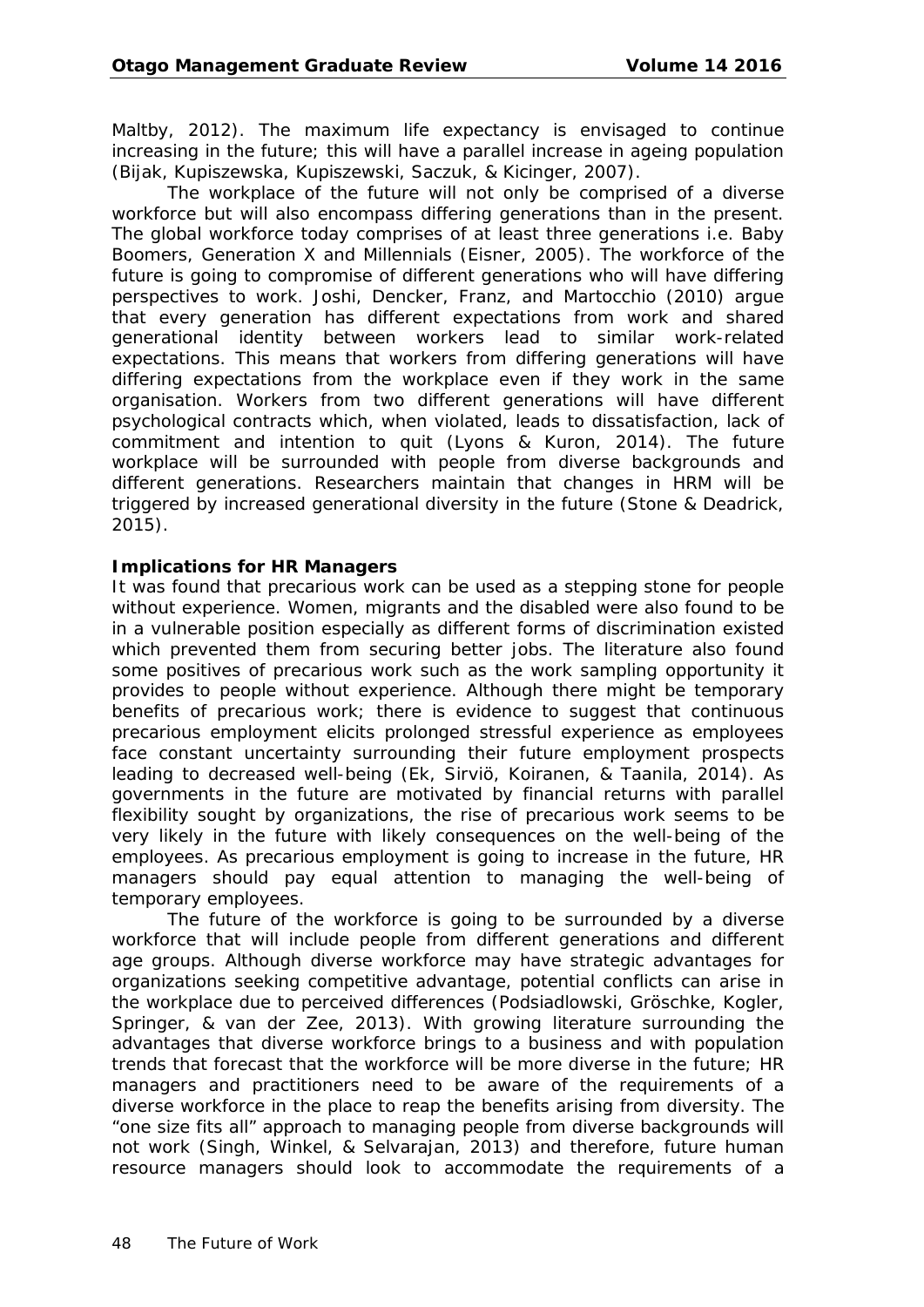Maltby, 2012). The maximum life expectancy is envisaged to continue increasing in the future; this will have a parallel increase in ageing population (Bijak, Kupiszewska, Kupiszewski, Saczuk, & Kicinger, 2007).

The workplace of the future will not only be comprised of a diverse workforce but will also encompass differing generations than in the present. The global workforce today comprises of at least three generations i.e. Baby Boomers, Generation X and Millennials (Eisner, 2005). The workforce of the future is going to compromise of different generations who will have differing perspectives to work. Joshi, Dencker, Franz, and Martocchio (2010) argue that every generation has different expectations from work and shared generational identity between workers lead to similar work-related expectations. This means that workers from differing generations will have differing expectations from the workplace even if they work in the same organisation. Workers from two different generations will have different psychological contracts which, when violated, leads to dissatisfaction, lack of commitment and intention to quit (Lyons & Kuron, 2014). The future workplace will be surrounded with people from diverse backgrounds and different generations. Researchers maintain that changes in HRM will be triggered by increased generational diversity in the future (Stone & Deadrick, 2015).

**Implications for HR Managers**

It was found that precarious work can be used as a stepping stone for people without experience. Women, migrants and the disabled were also found to be in a vulnerable position especially as different forms of discrimination existed which prevented them from securing better jobs. The literature also found some positives of precarious work such as the work sampling opportunity it provides to people without experience. Although there might be temporary benefits of precarious work; there is evidence to suggest that continuous precarious employment elicits prolonged stressful experience as employees face constant uncertainty surrounding their future employment prospects leading to decreased well-being (Ek, Sirviö, Koiranen, & Taanila, 2014). As governments in the future are motivated by financial returns with parallel flexibility sought by organizations, the rise of precarious work seems to be very likely in the future with likely consequences on the well-being of the employees. As precarious employment is going to increase in the future, HR managers should pay equal attention to managing the well-being of temporary employees.

The future of the workforce is going to be surrounded by a diverse workforce that will include people from different generations and different age groups. Although diverse workforce may have strategic advantages for organizations seeking competitive advantage, potential conflicts can arise in the workplace due to perceived differences (Podsiadlowski, Gröschke, Kogler, Springer, & van der Zee, 2013). With growing literature surrounding the advantages that diverse workforce brings to a business and with population trends that forecast that the workforce will be more diverse in the future; HR managers and practitioners need to be aware of the requirements of a diverse workforce in the place to reap the benefits arising from diversity. The "one size fits all" approach to managing people from diverse backgrounds will not work (Singh, Winkel, & Selvarajan, 2013) and therefore, future human resource managers should look to accommodate the requirements of a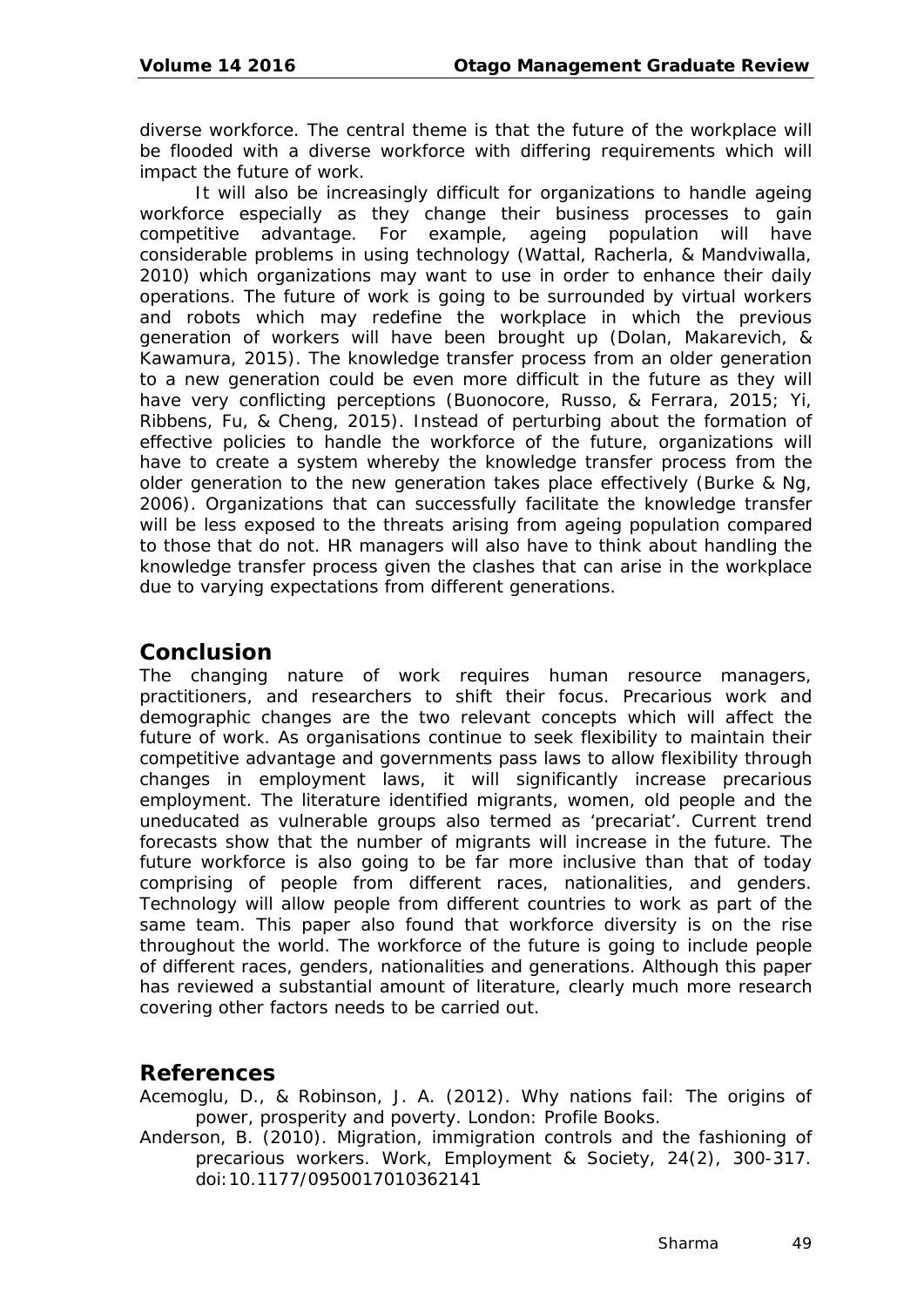diverse workforce. The central theme is that the future of the workplace will be flooded with a diverse workforce with differing requirements which will impact the future of work.

It will also be increasingly difficult for organizations to handle ageing workforce especially as they change their business processes to gain competitive advantage. For example, ageing population will have considerable problems in using technology (Wattal, Racherla, & Mandviwalla, 2010) which organizations may want to use in order to enhance their daily operations. The future of work is going to be surrounded by virtual workers and robots which may redefine the workplace in which the previous generation of workers will have been brought up (Dolan, Makarevich, & Kawamura, 2015). The knowledge transfer process from an older generation to a new generation could be even more difficult in the future as they will have very conflicting perceptions (Buonocore, Russo, & Ferrara, 2015; Yi, Ribbens, Fu, & Cheng, 2015). Instead of perturbing about the formation of effective policies to handle the workforce of the future, organizations will have to create a system whereby the knowledge transfer process from the older generation to the new generation takes place effectively (Burke & Ng, 2006). Organizations that can successfully facilitate the knowledge transfer will be less exposed to the threats arising from ageing population compared to those that do not. HR managers will also have to think about handling the knowledge transfer process given the clashes that can arise in the workplace due to varying expectations from different generations.

## Conclusion

The changing nature of work requires human resource managers, practitioners, and researchers to shift their focus. Precarious work and demographic changes are the two relevant concepts which will affect the future of work. As organisations continue to seek flexibility to maintain their competitive advantage and governments pass laws to allow flexibility through changes in employment laws, it will significantly increase precarious employment. The literature identified migrants, women, old people and the uneducated as vulnerable groups also termed as 'precariat'. Current trend forecasts show that the number of migrants will increase in the future. The future workforce is also going to be far more inclusive than that of today comprising of people from different races, nationalities, and genders. Technology will allow people from different countries to work as part of the same team. This paper also found that workforce diversity is on the rise throughout the world. The workforce of the future is going to include people of different races, genders, nationalities and generations. Although this paper has reviewed a substantial amount of literature, clearly much more research covering other factors needs to be carried out.

## References

Acemoglu, D., & Robinson, J. A. (2012). Why nations fail: The origins of power, prosperity and poverty. London: Profile Books.

Anderson, B. (2010). Migration, immigration controls and the fashioning of precarious workers. Work, Employment & Society, 24(2), 300-317. doi:10.1177/0950017010362141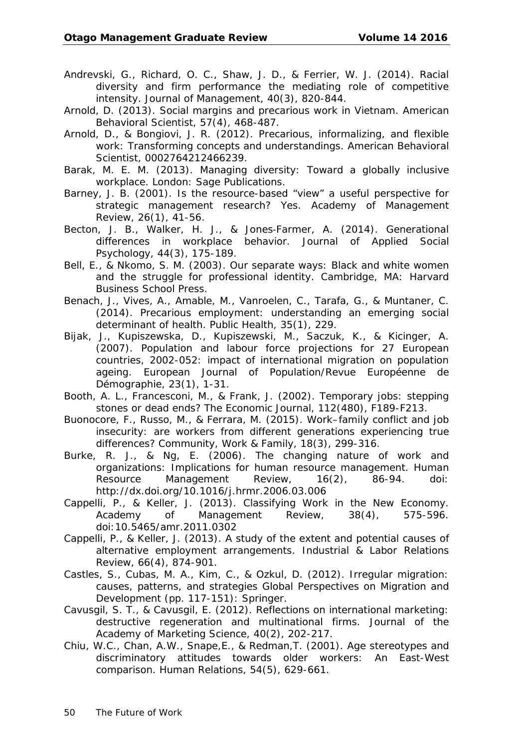Andrevski, G., Richard, O. C., Shaw, J. D., & Ferrier, W. J. (2014). Racial diversity and firm performance the mediating role of competitive intensity. Journal of Management, 40(3), 820-844.

Arnold, D. (2013). Social margins and precarious work in Vietnam. American Behavioral Scientist, 57(4), 468-487.

Arnold, D., & Bongiovi, J. R. (2012). Precarious, informalizing, and flexible work: Transforming concepts and understandings. American Behavioral Scientist, 0002764212466239.

Barak, M. E. M. (2013). Managing diversity: Toward a globally inclusive workplace. London: Sage Publications.

Barney, J. B. (2001). Is the resource-based "view" a useful perspective for strategic management research? Yes. Academy of Management Review, 26(1), 41-56.

Becton, J. B., Walker, H. J., & Jones-Farmer, A. (2014). Generational differences in workplace behavior. Journal of Applied Social Psychology, 44(3), 175-189.

Bell, E., & Nkomo, S. M. (2003). Our separate ways: Black and white women and the struggle for professional identity. Cambridge, MA: Harvard Business School Press.

Benach, J., Vives, A., Amable, M., Vanroelen, C., Tarafa, G., & Muntaner, C. (2014). Precarious employment: understanding an emerging social determinant of health. Public Health, 35(1), 229.

Bijak, J., Kupiszewska, D., Kupiszewski, M., Saczuk, K., & Kicinger, A. (2007). Population and labour force projections for 27 European countries, 2002-052: impact of international migration on population ageing. European Journal of Population/Revue Européenne de Démographie, 23(1), 1-31.

Booth, A. L., Francesconi, M., & Frank, J. (2002). Temporary jobs: stepping stones or dead ends? The Economic Journal, 112(480), F189-F213.

Buonocore, F., Russo, M., & Ferrara, M. (2015). Work–family conflict and job insecurity: are workers from different generations experiencing true differences? Community, Work & Family, 18(3), 299-316.

Burke, R. J., & Ng, E. (2006). The changing nature of work and organizations: Implications for human resource management. Human Resource Management Review, 16(2), 86-94. doi: http://dx.doi.org/10.1016/j.hrmr.2006.03.006

Cappelli, P., & Keller, J. (2013). Classifying Work in the New Economy. Academy of Management Review, 38(4), 575-596. doi:10.5465/amr.2011.0302

Cappelli, P., & Keller, J. (2013). A study of the extent and potential causes of alternative employment arrangements. Industrial & Labor Relations Review, 66(4), 874-901.

Castles, S., Cubas, M. A., Kim, C., & Ozkul, D. (2012). Irregular migration: causes, patterns, and strategies Global Perspectives on Migration and Development (pp. 117-151): Springer.

Cavusgil, S. T., & Cavusgil, E. (2012). Reflections on international marketing: destructive regeneration and multinational firms. Journal of the Academy of Marketing Science, 40(2), 202-217.

Chiu, W.C., Chan, A.W., Snape,E., & Redman,T. (2001). Age stereotypes and discriminatory attitudes towards older workers: An East-West comparison. Human Relations, 54(5), 629-661.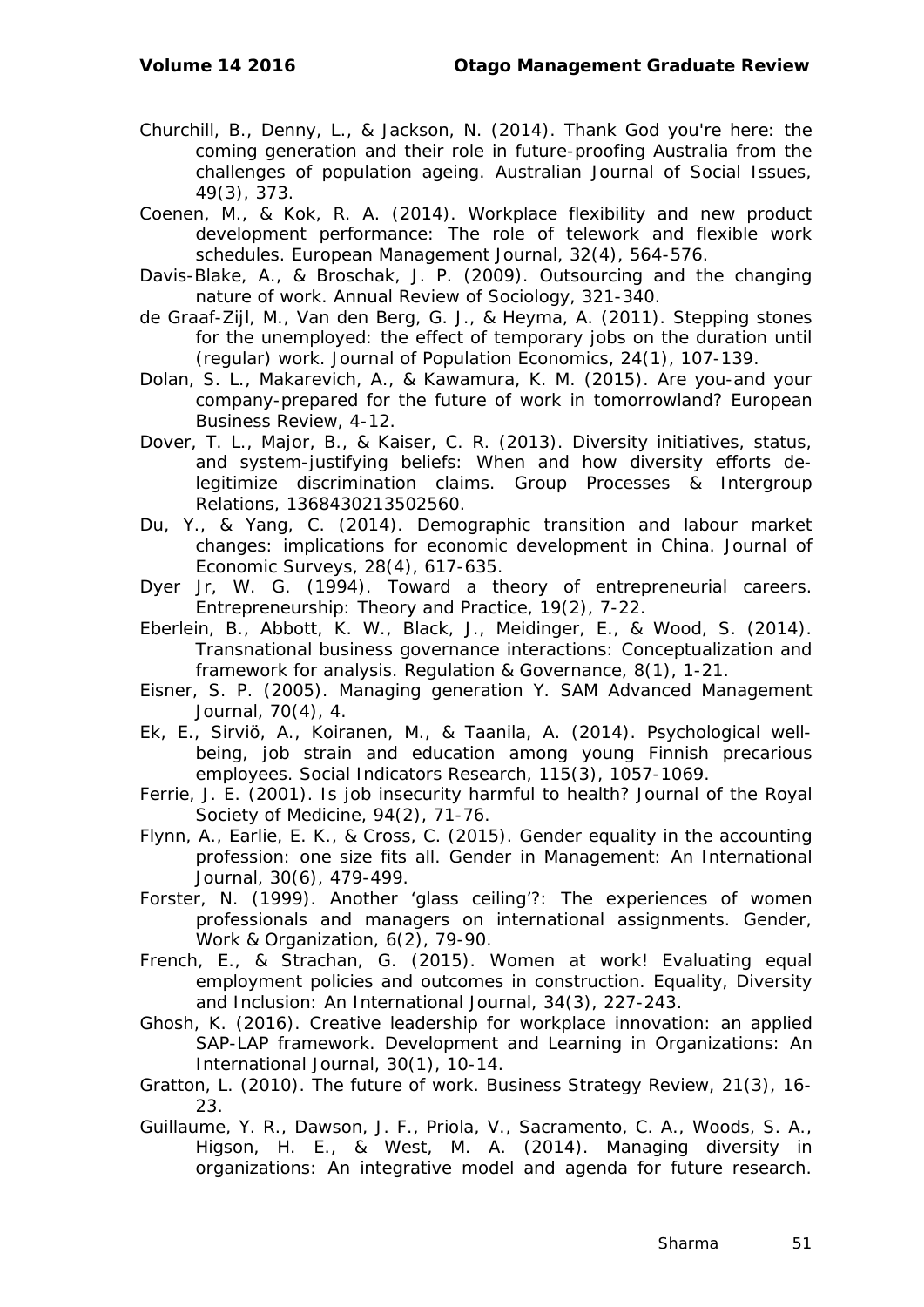Churchill, B., Denny, L., & Jackson, N. (2014). Thank God you're here: the coming generation and their role in future-proofing Australia from the challenges of population ageing. Australian Journal of Social Issues, 49(3), 373.

Coenen, M., & Kok, R. A. (2014). Workplace flexibility and new product development performance: The role of telework and flexible work schedules. European Management Journal, 32(4), 564-576.

Davis-Blake, A., & Broschak, J. P. (2009). Outsourcing and the changing nature of work. Annual Review of Sociology, 321-340.

de Graaf-Zijl, M., Van den Berg, G. J., & Heyma, A. (2011). Stepping stones for the unemployed: the effect of temporary jobs on the duration until (regular) work. Journal of Population Economics, 24(1), 107-139.

Dolan, S. L., Makarevich, A., & Kawamura, K. M. (2015). Are you-and your company-prepared for the future of work in tomorrowland? European Business Review, 4-12.

Dover, T. L., Major, B., & Kaiser, C. R. (2013). Diversity initiatives, status, and system-justifying beliefs: When and how diversity efforts de-legitimize discrimination claims. Group Processes & Intergroup Relations, 1368430213502560.

Du, Y., & Yang, C. (2014). Demographic transition and labour market changes: implications for economic development in China. Journal of Economic Surveys, 28(4), 617-635.

Dyer Jr, W. G. (1994). Toward a theory of entrepreneurial careers. Entrepreneurship: Theory and Practice, 19(2), 7-22.

Eberlein, B., Abbott, K. W., Black, J., Meidinger, E., & Wood, S. (2014). Transnational business governance interactions: Conceptualization and framework for analysis. Regulation & Governance, 8(1), 1-21.

Eisner, S. P. (2005). Managing generation Y. SAM Advanced Management Journal, 70(4), 4.

Ek, E., Sirviö, A., Koiranen, M., & Taanila, A. (2014). Psychological well-being, job strain and education among young Finnish precarious employees. Social Indicators Research, 115(3), 1057-1069.

Ferrie, J. E. (2001). Is job insecurity harmful to health? Journal of the Royal Society of Medicine, 94(2), 71-76.

Flynn, A., Earlie, E. K., & Cross, C. (2015). Gender equality in the accounting profession: one size fits all. Gender in Management: An International Journal, 30(6), 479-499.

Forster, N. (1999). Another 'glass ceiling'?: The experiences of women professionals and managers on international assignments. Gender, Work & Organization, 6(2), 79-90.

French, E., & Strachan, G. (2015). Women at work! Evaluating equal employment policies and outcomes in construction. Equality, Diversity and Inclusion: An International Journal, 34(3), 227-243.

Ghosh, K. (2016). Creative leadership for workplace innovation: an applied SAP-LAP framework. Development and Learning in Organizations: An International Journal, 30(1), 10-14.

Gratton, L. (2010). The future of work. Business Strategy Review, 21(3), 16-23.

Guillaume, Y. R., Dawson, J. F., Priola, V., Sacramento, C. A., Woods, S. A., Higson, H. E., & West, M. A. (2014). Managing diversity in organizations: An integrative model and agenda for future research.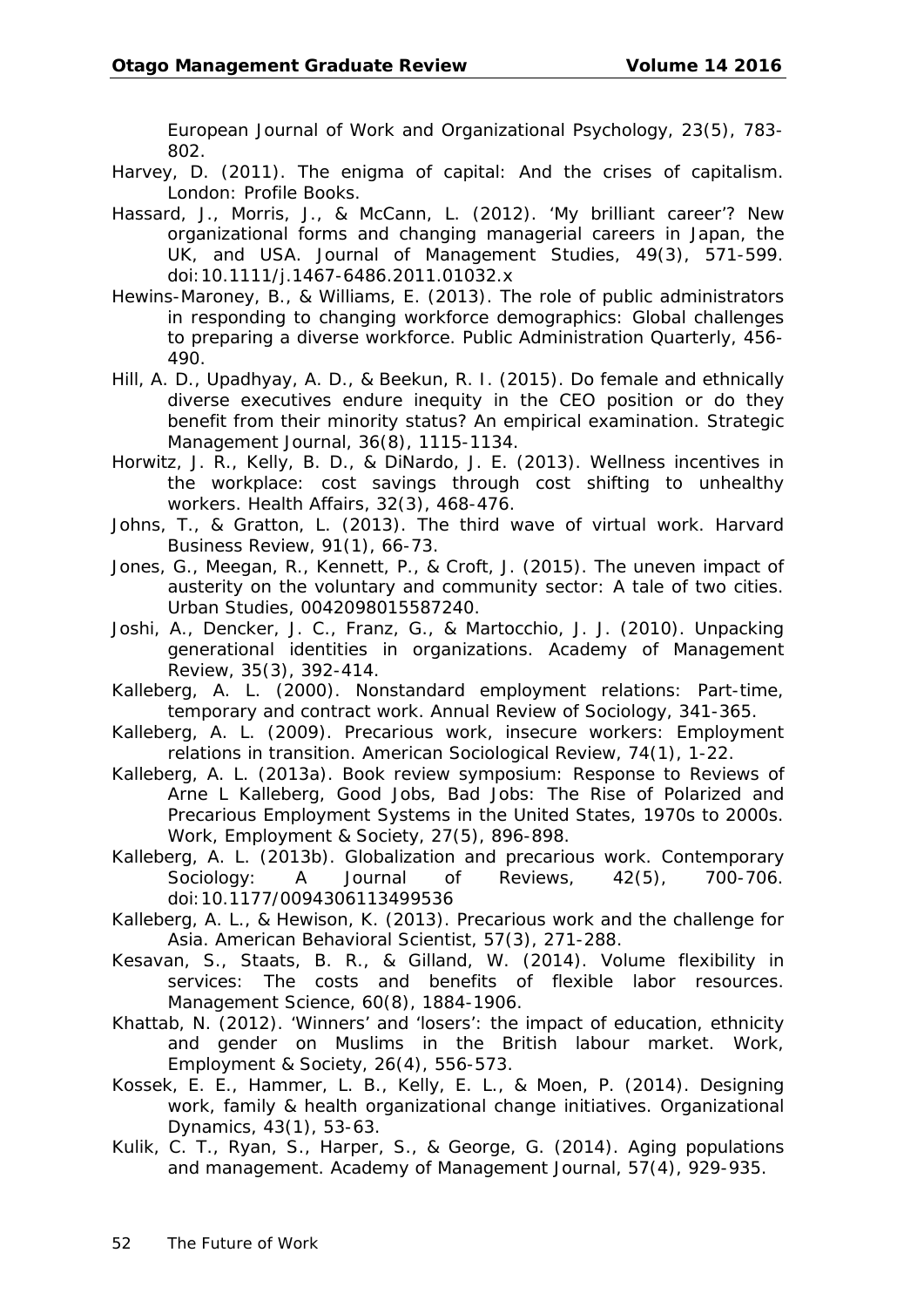European Journal of Work and Organizational Psychology, 23(5), 783-802.

Harvey, D. (2011). The enigma of capital: And the crises of capitalism. London: Profile Books.

Hassard, J., Morris, J., & McCann, L. (2012). 'My brilliant career'? New organizational forms and changing managerial careers in Japan, the UK, and USA. Journal of Management Studies, 49(3), 571-599. doi:10.1111/j.1467-6486.2011.01032.x

Hewins-Maroney, B., & Williams, E. (2013). The role of public administrators in responding to changing workforce demographics: Global challenges to preparing a diverse workforce. Public Administration Quarterly, 456-490.

Hill, A. D., Upadhyay, A. D., & Beekun, R. I. (2015). Do female and ethnically diverse executives endure inequity in the CEO position or do they benefit from their minority status? An empirical examination. Strategic Management Journal, 36(8), 1115-1134.

Horwitz, J. R., Kelly, B. D., & DiNardo, J. E. (2013). Wellness incentives in the workplace: cost savings through cost shifting to unhealthy workers. Health Affairs, 32(3), 468-476.

Johns, T., & Gratton, L. (2013). The third wave of virtual work. Harvard Business Review, 91(1), 66-73.

Jones, G., Meegan, R., Kennett, P., & Croft, J. (2015). The uneven impact of austerity on the voluntary and community sector: A tale of two cities. Urban Studies, 0042098015587240.

Joshi, A., Dencker, J. C., Franz, G., & Martocchio, J. J. (2010). Unpacking generational identities in organizations. Academy of Management Review, 35(3), 392-414.

Kalleberg, A. L. (2000). Nonstandard employment relations: Part-time, temporary and contract work. Annual Review of Sociology, 341-365.

Kalleberg, A. L. (2009). Precarious work, insecure workers: Employment relations in transition. American Sociological Review, 74(1), 1-22.

Kalleberg, A. L. (2013a). Book review symposium: Response to Reviews of Arne L Kalleberg, Good Jobs, Bad Jobs: The Rise of Polarized and Precarious Employment Systems in the United States, 1970s to 2000s. Work, Employment & Society, 27(5), 896-898.

Kalleberg, A. L. (2013b). Globalization and precarious work. Contemporary Sociology: A Journal of Reviews, 42(5), 700-706. doi:10.1177/0094306113499536

Kalleberg, A. L., & Hewison, K. (2013). Precarious work and the challenge for Asia. American Behavioral Scientist, 57(3), 271-288.

Kesavan, S., Staats, B. R., & Gilland, W. (2014). Volume flexibility in services: The costs and benefits of flexible labor resources. Management Science, 60(8), 1884-1906.

Khattab, N. (2012). 'Winners' and 'losers': the impact of education, ethnicity and gender on Muslims in the British labour market. Work, Employment & Society, 26(4), 556-573.

Kossek, E. E., Hammer, L. B., Kelly, E. L., & Moen, P. (2014). Designing work, family & health organizational change initiatives. Organizational Dynamics, 43(1), 53-63.

Kulik, C. T., Ryan, S., Harper, S., & George, G. (2014). Aging populations and management. Academy of Management Journal, 57(4), 929-935.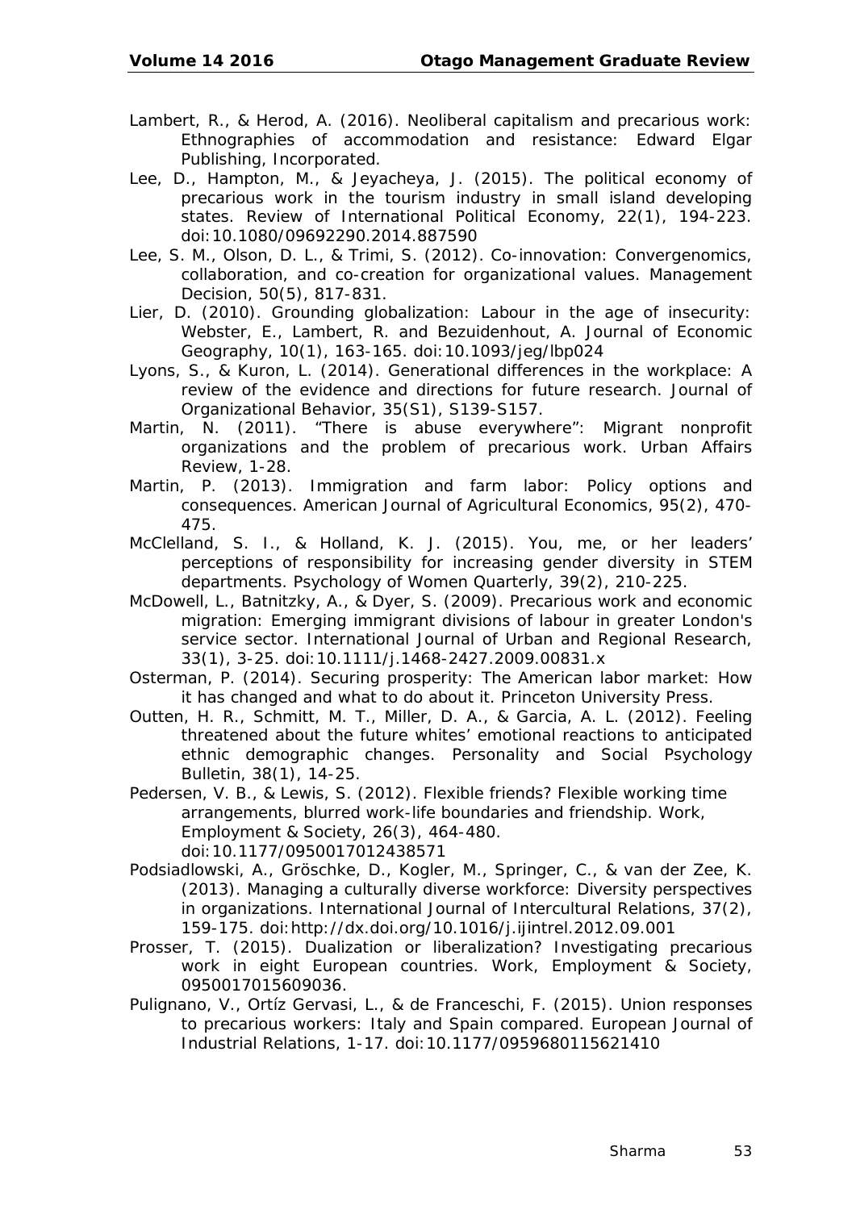Lambert, R., & Herod, A. (2016). Neoliberal capitalism and precarious work: Ethnographies of accommodation and resistance: Edward Elgar Publishing, Incorporated.

Lee, D., Hampton, M., & Jeyacheya, J. (2015). The political economy of precarious work in the tourism industry in small island developing states. Review of International Political Economy, 22(1), 194-223. doi:10.1080/09692290.2014.887590

Lee, S. M., Olson, D. L., & Trimi, S. (2012). Co-innovation: Convergenomics, collaboration, and co-creation for organizational values. Management Decision, 50(5), 817-831.

Lier, D. (2010). Grounding globalization: Labour in the age of insecurity: Webster, E., Lambert, R. and Bezuidenhout, A. Journal of Economic Geography, 10(1), 163-165. doi:10.1093/jeg/lbp024

Lyons, S., & Kuron, L. (2014). Generational differences in the workplace: A review of the evidence and directions for future research. Journal of Organizational Behavior, 35(S1), S139-S157.

Martin, N. (2011). "There is abuse everywhere": Migrant nonprofit organizations and the problem of precarious work. Urban Affairs Review, 1-28.

Martin, P. (2013). Immigration and farm labor: Policy options and consequences. American Journal of Agricultural Economics, 95(2), 470-475.

McClelland, S. I., & Holland, K. J. (2015). You, me, or her leaders' perceptions of responsibility for increasing gender diversity in STEM departments. Psychology of Women Quarterly, 39(2), 210-225.

McDowell, L., Batnitzky, A., & Dyer, S. (2009). Precarious work and economic migration: Emerging immigrant divisions of labour in greater London's service sector. International Journal of Urban and Regional Research, 33(1), 3-25. doi:10.1111/j.1468-2427.2009.00831.x

Osterman, P. (2014). Securing prosperity: The American labor market: How it has changed and what to do about it. Princeton University Press.

Outten, H. R., Schmitt, M. T., Miller, D. A., & Garcia, A. L. (2012). Feeling threatened about the future whites' emotional reactions to anticipated ethnic demographic changes. Personality and Social Psychology Bulletin, 38(1), 14-25.

Pedersen, V. B., & Lewis, S. (2012). Flexible friends? Flexible working time arrangements, blurred work-life boundaries and friendship. Work, Employment & Society, 26(3), 464-480. doi:10.1177/0950017012438571

Podsiadlowski, A., Gröschke, D., Kogler, M., Springer, C., & van der Zee, K. (2013). Managing a culturally diverse workforce: Diversity perspectives in organizations. International Journal of Intercultural Relations, 37(2), 159-175. doi:http://dx.doi.org/10.1016/j.ijintrel.2012.09.001

Prosser, T. (2015). Dualization or liberalization? Investigating precarious work in eight European countries. Work, Employment & Society, 0950017015609036.

Pulignano, V., Ortíz Gervasi, L., & de Franceschi, F. (2015). Union responses to precarious workers: Italy and Spain compared. European Journal of Industrial Relations, 1-17. doi:10.1177/0959680115621410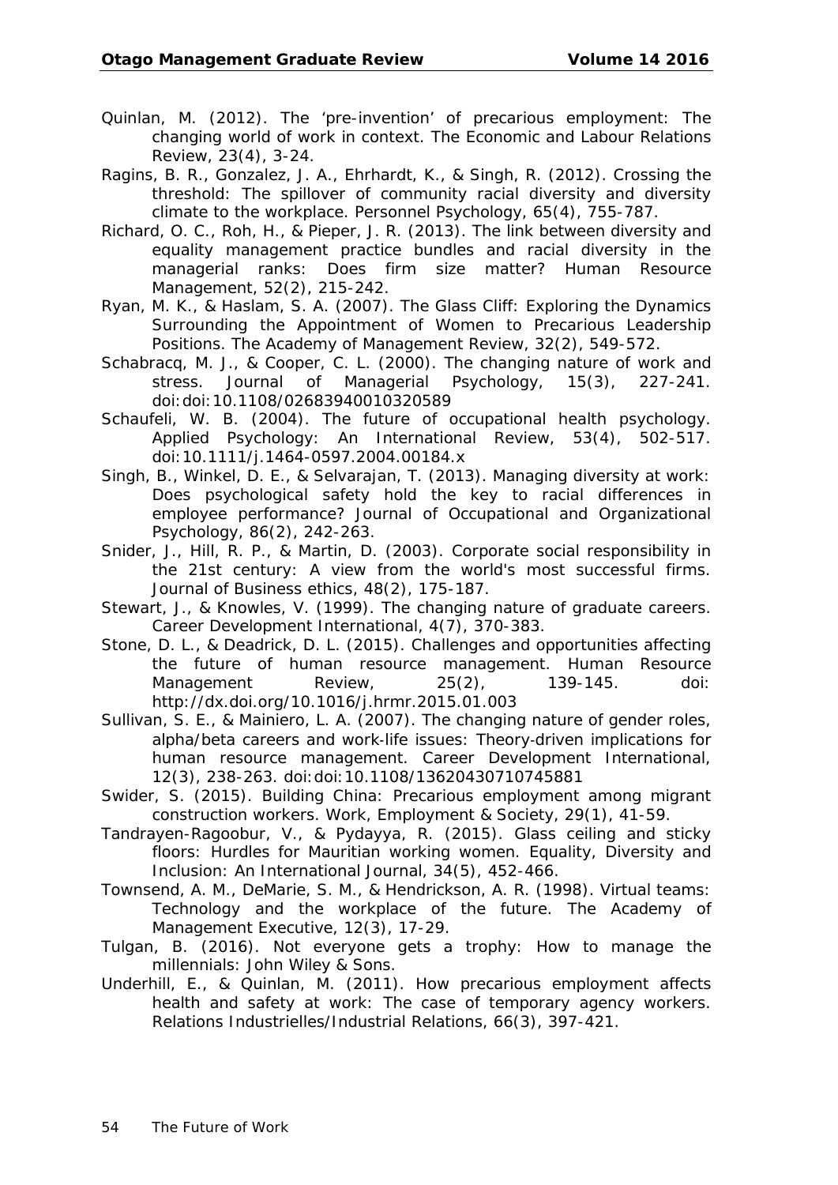Quinlan, M. (2012). The 'pre-invention' of precarious employment: The changing world of work in context. The Economic and Labour Relations Review, 23(4), 3-24.

Ragins, B. R., Gonzalez, J. A., Ehrhardt, K., & Singh, R. (2012). Crossing the threshold: The spillover of community racial diversity and diversity climate to the workplace. Personnel Psychology, 65(4), 755-787.

Richard, O. C., Roh, H., & Pieper, J. R. (2013). The link between diversity and equality management practice bundles and racial diversity in the managerial ranks: Does firm size matter? Human Resource Management, 52(2), 215-242.

Ryan, M. K., & Haslam, S. A. (2007). The Glass Cliff: Exploring the Dynamics Surrounding the Appointment of Women to Precarious Leadership Positions. The Academy of Management Review, 32(2), 549-572.

Schabracq, M. J., & Cooper, C. L. (2000). The changing nature of work and stress. Journal of Managerial Psychology, 15(3), 227-241. doi:doi:10.1108/02683940010320589

Schaufeli, W. B. (2004). The future of occupational health psychology. Applied Psychology: An International Review, 53(4), 502-517. doi:10.1111/j.1464-0597.2004.00184.x

Singh, B., Winkel, D. E., & Selvarajan, T. (2013). Managing diversity at work: Does psychological safety hold the key to racial differences in employee performance? Journal of Occupational and Organizational Psychology, 86(2), 242-263.

Snider, J., Hill, R. P., & Martin, D. (2003). Corporate social responsibility in the 21st century: A view from the world's most successful firms. Journal of Business ethics, 48(2), 175-187.

Stewart, J., & Knowles, V. (1999). The changing nature of graduate careers. Career Development International, 4(7), 370-383.

Stone, D. L., & Deadrick, D. L. (2015). Challenges and opportunities affecting the future of human resource management. Human Resource Management Review, 25(2), 139-145. doi: http://dx.doi.org/10.1016/j.hrmr.2015.01.003

Sullivan, S. E., & Mainiero, L. A. (2007). The changing nature of gender roles, alpha/beta careers and work-life issues: Theory-driven implications for human resource management. Career Development International, 12(3), 238-263. doi:doi:10.1108/13620430710745881

Swider, S. (2015). Building China: Precarious employment among migrant construction workers. Work, Employment & Society, 29(1), 41-59.

Tandrayen-Ragoobur, V., & Pydayya, R. (2015). Glass ceiling and sticky floors: Hurdles for Mauritian working women. Equality, Diversity and Inclusion: An International Journal, 34(5), 452-466.

Townsend, A. M., DeMarie, S. M., & Hendrickson, A. R. (1998). Virtual teams: Technology and the workplace of the future. The Academy of Management Executive, 12(3), 17-29.

Tulgan, B. (2016). Not everyone gets a trophy: How to manage the millennials: John Wiley & Sons.

Underhill, E., & Quinlan, M. (2011). How precarious employment affects health and safety at work: The case of temporary agency workers. Relations Industrielles/Industrial Relations, 66(3), 397-421.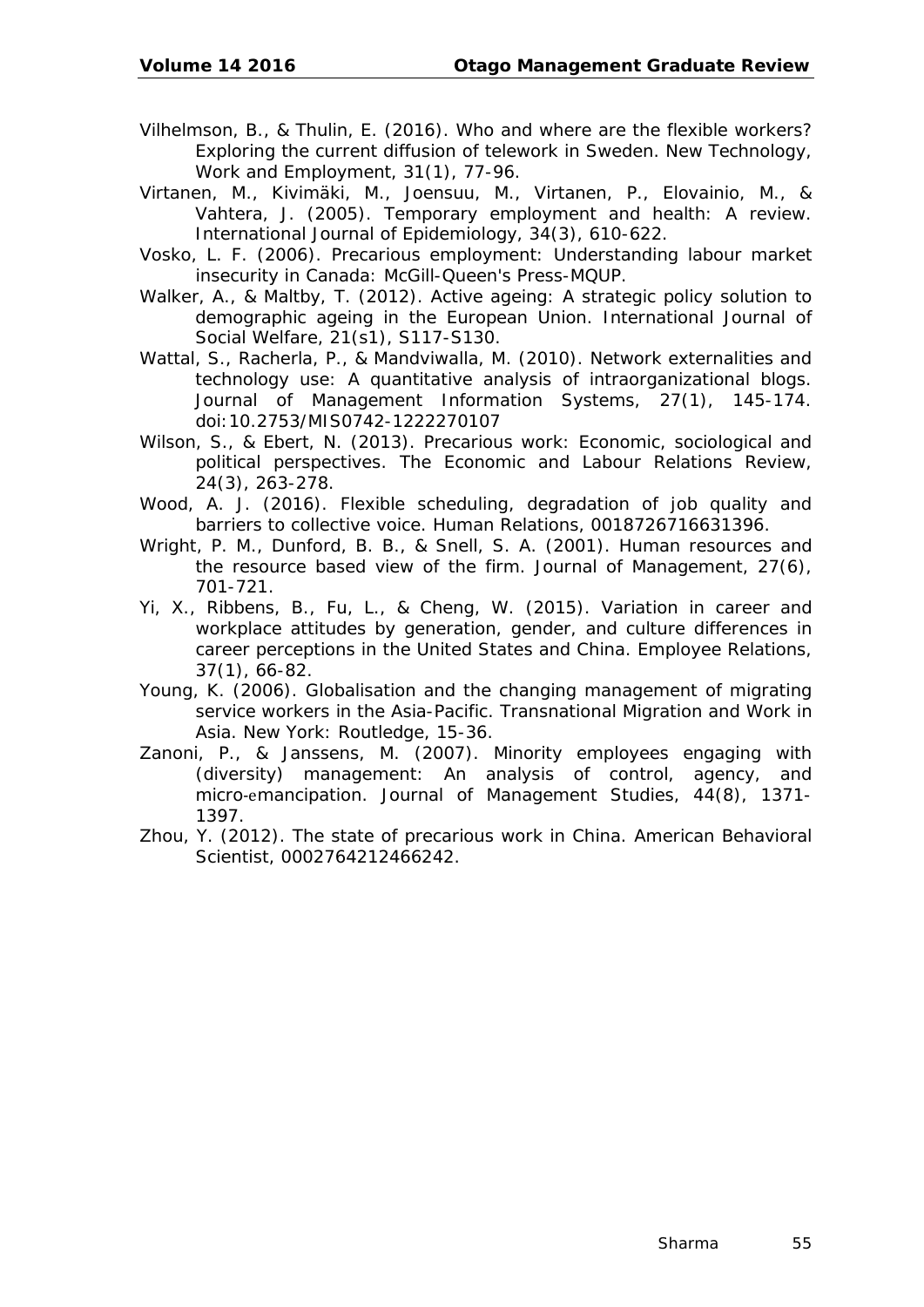Vilhelmson, B., & Thulin, E. (2016). Who and where are the flexible workers? Exploring the current diffusion of telework in Sweden. New Technology, Work and Employment, 31(1), 77-96.

Virtanen, M., Kivimäki, M., Joensuu, M., Virtanen, P., Elovainio, M., & Vahtera, J. (2005). Temporary employment and health: A review. International Journal of Epidemiology, 34(3), 610-622.

Vosko, L. F. (2006). Precarious employment: Understanding labour market insecurity in Canada: McGill-Queen's Press-MQUP.

Walker, A., & Maltby, T. (2012). Active ageing: A strategic policy solution to demographic ageing in the European Union. International Journal of Social Welfare, 21(s1), S117-S130.

Wattal, S., Racherla, P., & Mandviwalla, M. (2010). Network externalities and technology use: A quantitative analysis of intraorganizational blogs. Journal of Management Information Systems, 27(1), 145-174. doi:10.2753/MIS0742-1222270107

Wilson, S., & Ebert, N. (2013). Precarious work: Economic, sociological and political perspectives. The Economic and Labour Relations Review, 24(3), 263-278.

Wood, A. J. (2016). Flexible scheduling, degradation of job quality and barriers to collective voice. Human Relations, 0018726716631396.

Wright, P. M., Dunford, B. B., & Snell, S. A. (2001). Human resources and the resource based view of the firm. Journal of Management, 27(6), 701-721.

Yi, X., Ribbens, B., Fu, L., & Cheng, W. (2015). Variation in career and workplace attitudes by generation, gender, and culture differences in career perceptions in the United States and China. Employee Relations, 37(1), 66-82.

Young, K. (2006). Globalisation and the changing management of migrating service workers in the Asia-Pacific. Transnational Migration and Work in Asia. New York: Routledge, 15-36.

Zanoni, P., & Janssens, M. (2007). Minority employees engaging with (diversity) management: An analysis of control, agency, and micro-emancipation. Journal of Management Studies, 44(8), 1371-1397.

Zhou, Y. (2012). The state of precarious work in China. American Behavioral Scientist, 0002764212466242.